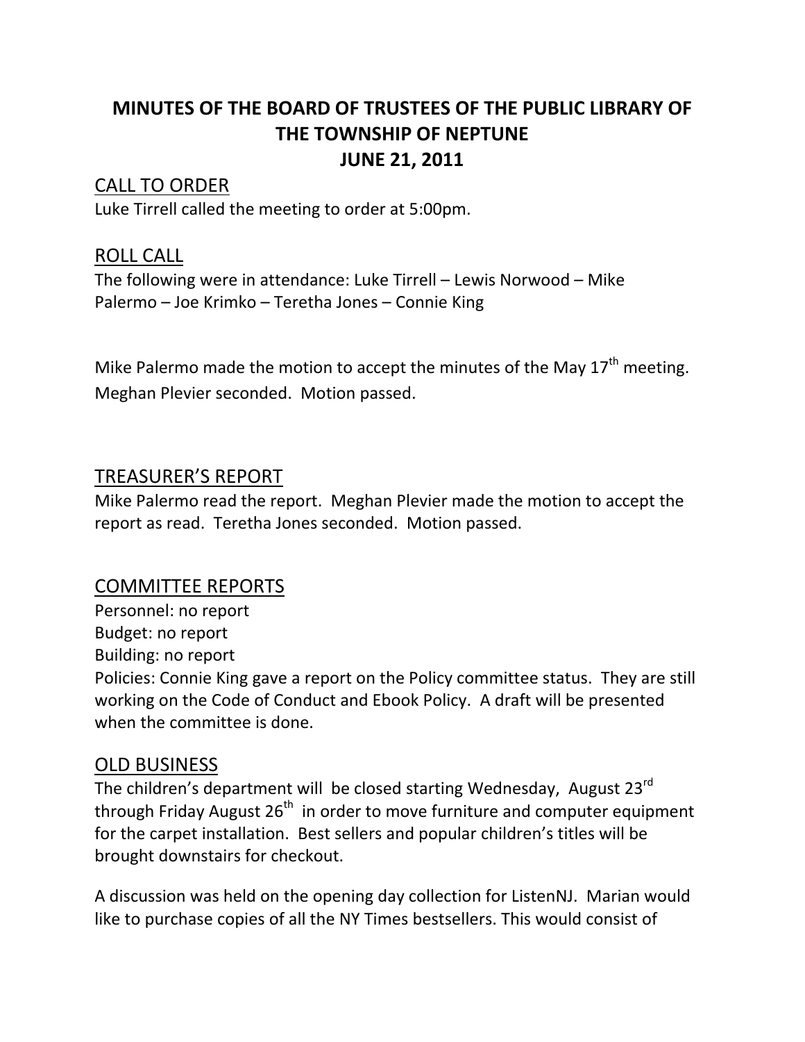# MINUTES OF THE BOARD OF TRUSTEES OF THE PUBLIC LIBRARY OF THE TOWNSHIP OF NEPTUNE
# JUNE 21, 2011

## CALL TO ORDER

Luke Tirrell called the meeting to order at 5:00pm.

## ROLL CALL

The following were in attendance: Luke Tirrell – Lewis Norwood – Mike Palermo – Joe Krimko – Teretha Jones – Connie King

Mike Palermo made the motion to accept the minutes of the May 17th meeting. Meghan Plevier seconded. Motion passed.

## TREASURER'S REPORT

Mike Palermo read the report. Meghan Plevier made the motion to accept the report as read. Teretha Jones seconded. Motion passed.

## COMMITTEE REPORTS

Personnel: no report
Budget: no report
Building: no report
Policies: Connie King gave a report on the Policy committee status. They are still working on the Code of Conduct and Ebook Policy. A draft will be presented when the committee is done.

## OLD BUSINESS

The children's department will be closed starting Wednesday, August 23rd through Friday August 26th in order to move furniture and computer equipment for the carpet installation. Best sellers and popular children's titles will be brought downstairs for checkout.

A discussion was held on the opening day collection for ListenNJ. Marian would like to purchase copies of all the NY Times bestsellers. This would consist of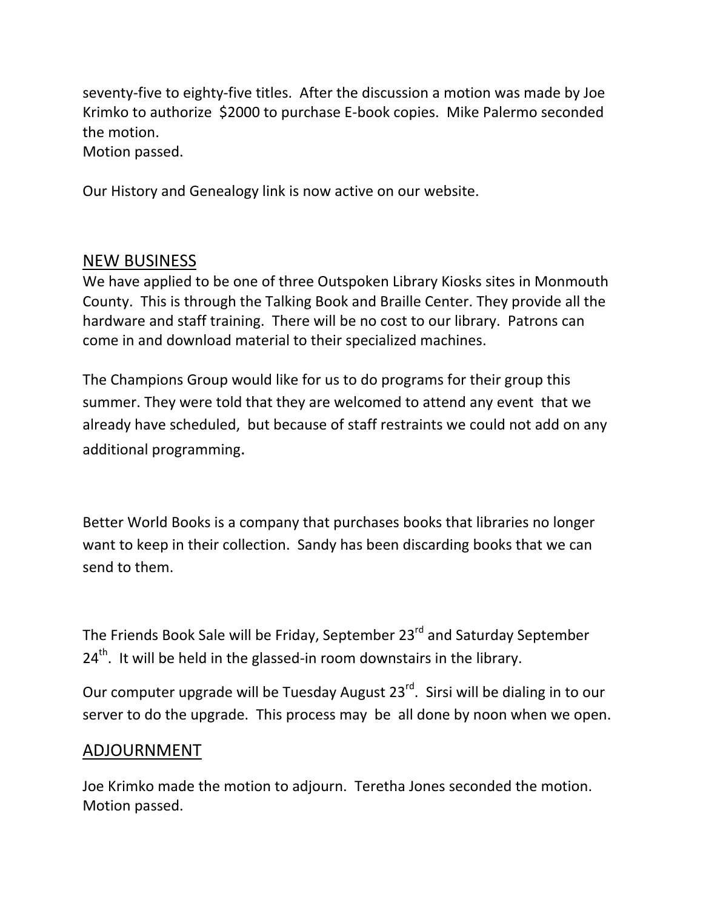seventy-five to eighty-five titles. After the discussion a motion was made by Joe Krimko to authorize $2000 to purchase E-book copies. Mike Palermo seconded the motion.
Motion passed.

Our History and Genealogy link is now active on our website.

## NEW BUSINESS

We have applied to be one of three Outspoken Library Kiosks sites in Monmouth County. This is through the Talking Book and Braille Center. They provide all the hardware and staff training. There will be no cost to our library. Patrons can come in and download material to their specialized machines.

The Champions Group would like for us to do programs for their group this summer. They were told that they are welcomed to attend any event that we already have scheduled, but because of staff restraints we could not add on any additional programming.

Better World Books is a company that purchases books that libraries no longer want to keep in their collection. Sandy has been discarding books that we can send to them.

The Friends Book Sale will be Friday, September 23rd and Saturday September 24th. It will be held in the glassed-in room downstairs in the library.

Our computer upgrade will be Tuesday August 23rd. Sirsi will be dialing in to our server to do the upgrade. This process may be all done by noon when we open.

## ADJOURNMENT

Joe Krimko made the motion to adjourn. Teretha Jones seconded the motion.
Motion passed.